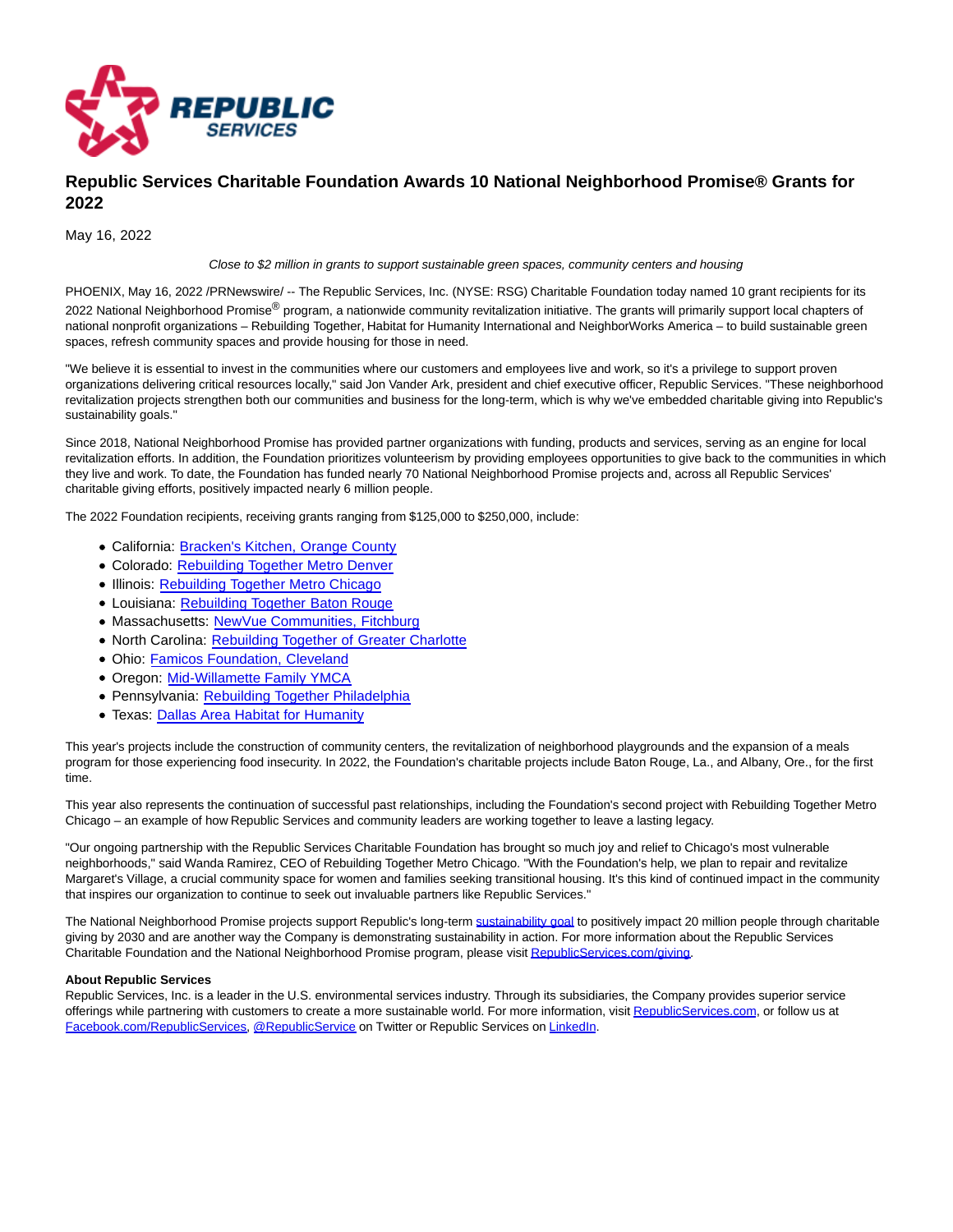# Republic Services Charitable Foundation Awards 10 National Neighborhood Promise® Grants for 2022

May 16, 2022

*Close to $2 million in grants to support sustainable green spaces, community centers and housing*

PHOENIX, May 16, 2022 /PRNewswire/ -- The Republic Services, Inc. (NYSE: RSG) Charitable Foundation today named 10 grant recipients for its 2022 National Neighborhood Promise® program, a nationwide community revitalization initiative. The grants will primarily support local chapters of national nonprofit organizations – Rebuilding Together, Habitat for Humanity International and NeighborWorks America – to build sustainable green spaces, refresh community spaces and provide housing for those in need.

"We believe it is essential to invest in the communities where our customers and employees live and work, so it's a privilege to support proven organizations delivering critical resources locally," said Jon Vander Ark, president and chief executive officer, Republic Services. "These neighborhood revitalization projects strengthen both our communities and business for the long-term, which is why we've embedded charitable giving into Republic's sustainability goals."

Since 2018, National Neighborhood Promise has provided partner organizations with funding, products and services, serving as an engine for local revitalization efforts. In addition, the Foundation prioritizes volunteerism by providing employees opportunities to give back to the communities in which they live and work. To date, the Foundation has funded nearly 70 National Neighborhood Promise projects and, across all Republic Services' charitable giving efforts, positively impacted nearly 6 million people.

The 2022 Foundation recipients, receiving grants ranging from $125,000 to $250,000, include:

- California: Bracken's Kitchen, Orange County
- Colorado: Rebuilding Together Metro Denver
- Illinois: Rebuilding Together Metro Chicago
- Louisiana: Rebuilding Together Baton Rouge
- Massachusetts: NewVue Communities, Fitchburg
- North Carolina: Rebuilding Together of Greater Charlotte
- Ohio: Famicos Foundation, Cleveland
- Oregon: Mid-Willamette Family YMCA
- Pennsylvania: Rebuilding Together Philadelphia
- Texas: Dallas Area Habitat for Humanity

This year's projects include the construction of community centers, the revitalization of neighborhood playgrounds and the expansion of a meals program for those experiencing food insecurity. In 2022, the Foundation's charitable projects include Baton Rouge, La., and Albany, Ore., for the first time.

This year also represents the continuation of successful past relationships, including the Foundation's second project with Rebuilding Together Metro Chicago – an example of how Republic Services and community leaders are working together to leave a lasting legacy.

"Our ongoing partnership with the Republic Services Charitable Foundation has brought so much joy and relief to Chicago's most vulnerable neighborhoods," said Wanda Ramirez, CEO of Rebuilding Together Metro Chicago. "With the Foundation's help, we plan to repair and revitalize Margaret's Village, a crucial community space for women and families seeking transitional housing. It's this kind of continued impact in the community that inspires our organization to continue to seek out invaluable partners like Republic Services."

The National Neighborhood Promise projects support Republic's long-term sustainability goal to positively impact 20 million people through charitable giving by 2030 and are another way the Company is demonstrating sustainability in action. For more information about the Republic Services Charitable Foundation and the National Neighborhood Promise program, please visit RepublicServices.com/giving.

**About Republic Services**

Republic Services, Inc. is a leader in the U.S. environmental services industry. Through its subsidiaries, the Company provides superior service offerings while partnering with customers to create a more sustainable world. For more information, visit RepublicServices.com, or follow us at Facebook.com/RepublicServices, @RepublicService on Twitter or Republic Services on LinkedIn.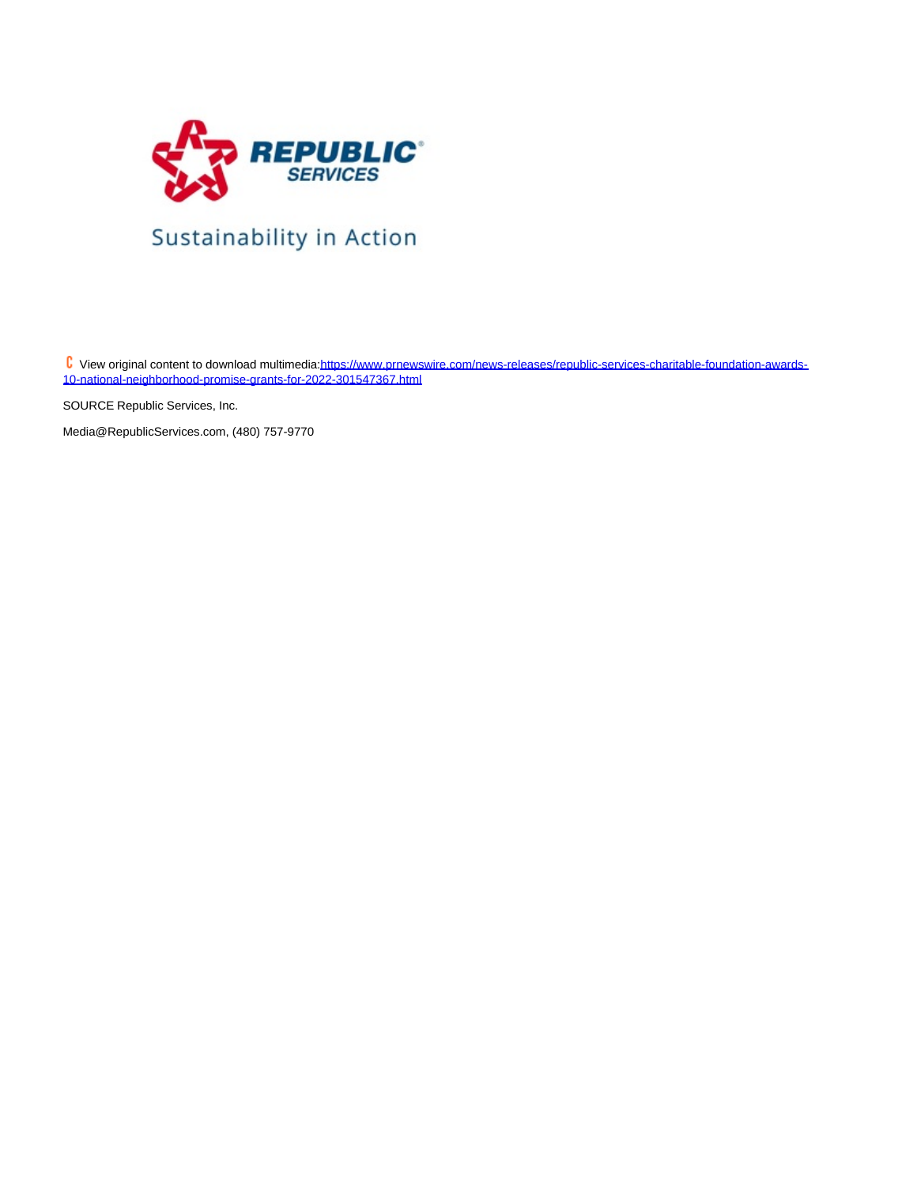View original content to download multimedia:https://www.prnewswire.com/news-releases/republic-services-charitable-foundation-awards-10-national-neighborhood-promise-grants-for-2022-301547367.html

SOURCE Republic Services, Inc.

Media@RepublicServices.com, (480) 757-9770